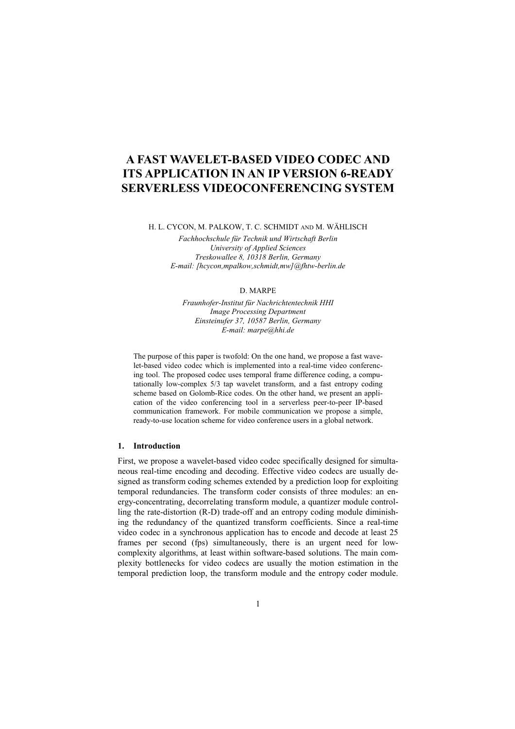# A FAST WAVELET-BASED VIDEO CODEC AND ITS APPLICATION IN AN IP VERSION 6-READY SERVERLESS VIDEOCONFERENCING SYSTEM

H. L. CYCON, M. PALKOW, T. C. SCHMIDT AND M. WÄHLISCH

*Fachhochschule für Technik und Wirtschaft Berlin*
*University of Applied Sciences*
*Treskowallee 8, 10318 Berlin, Germany*
*E-mail: [hcycon,mpalkow,schmidt,mw]@fhtw-berlin.de*

D. MARPE

*Fraunhofer-Institut für Nachrichtentechnik HHI*
*Image Processing Department*
*Einsteinufer 37, 10587 Berlin, Germany*
*E-mail: marpe@hhi.de*

The purpose of this paper is twofold: On the one hand, we propose a fast wavelet-based video codec which is implemented into a real-time video conferencing tool. The proposed codec uses temporal frame difference coding, a computationally low-complex 5/3 tap wavelet transform, and a fast entropy coding scheme based on Golomb-Rice codes. On the other hand, we present an application of the video conferencing tool in a serverless peer-to-peer IP-based communication framework. For mobile communication we propose a simple, ready-to-use location scheme for video conference users in a global network.

## 1. Introduction

First, we propose a wavelet-based video codec specifically designed for simultaneous real-time encoding and decoding. Effective video codecs are usually designed as transform coding schemes extended by a prediction loop for exploiting temporal redundancies. The transform coder consists of three modules: an energy-concentrating, decorrelating transform module, a quantizer module controlling the rate-distortion (R-D) trade-off and an entropy coding module diminishing the redundancy of the quantized transform coefficients. Since a real-time video codec in a synchronous application has to encode and decode at least 25 frames per second (fps) simultaneously, there is an urgent need for low-complexity algorithms, at least within software-based solutions. The main complexity bottlenecks for video codecs are usually the motion estimation in the temporal prediction loop, the transform module and the entropy coder module.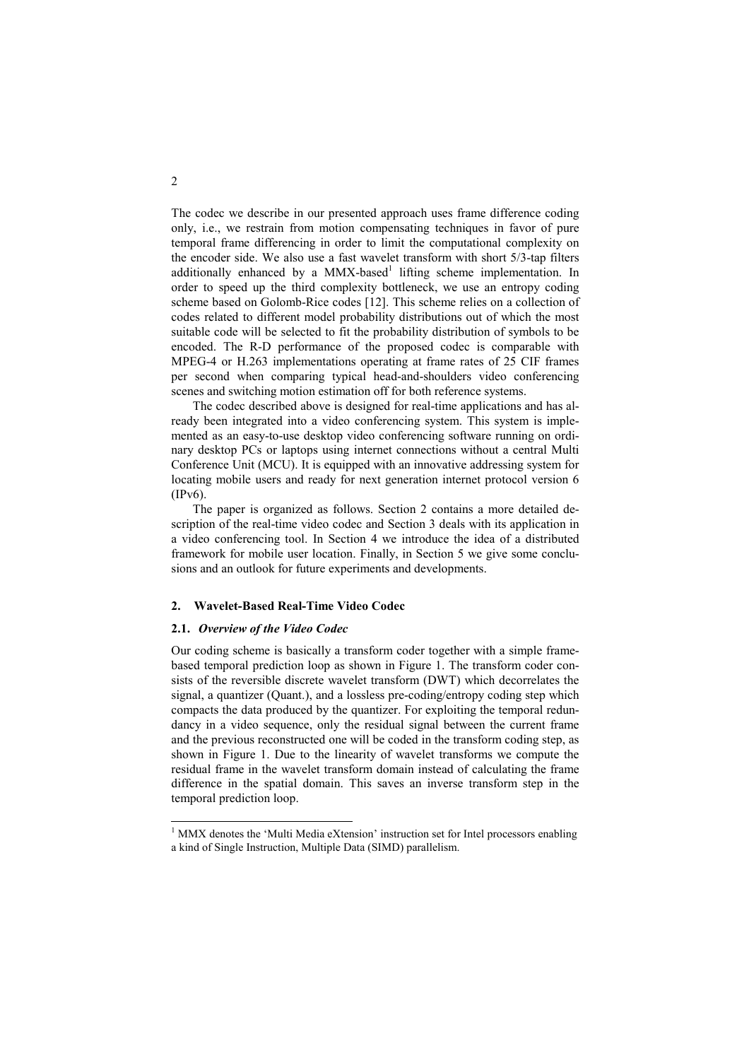The codec we describe in our presented approach uses frame difference coding only, i.e., we restrain from motion compensating techniques in favor of pure temporal frame differencing in order to limit the computational complexity on the encoder side. We also use a fast wavelet transform with short 5/3-tap filters additionally enhanced by a MMX-based[1] lifting scheme implementation. In order to speed up the third complexity bottleneck, we use an entropy coding scheme based on Golomb-Rice codes [12]. This scheme relies on a collection of codes related to different model probability distributions out of which the most suitable code will be selected to fit the probability distribution of symbols to be encoded. The R-D performance of the proposed codec is comparable with MPEG-4 or H.263 implementations operating at frame rates of 25 CIF frames per second when comparing typical head-and-shoulders video conferencing scenes and switching motion estimation off for both reference systems.

The codec described above is designed for real-time applications and has already been integrated into a video conferencing system. This system is implemented as an easy-to-use desktop video conferencing software running on ordinary desktop PCs or laptops using internet connections without a central Multi Conference Unit (MCU). It is equipped with an innovative addressing system for locating mobile users and ready for next generation internet protocol version 6 (IPv6).

The paper is organized as follows. Section 2 contains a more detailed description of the real-time video codec and Section 3 deals with its application in a video conferencing tool. In Section 4 we introduce the idea of a distributed framework for mobile user location. Finally, in Section 5 we give some conclusions and an outlook for future experiments and developments.

## 2. Wavelet-Based Real-Time Video Codec

### 2.1. *Overview of the Video Codec*

Our coding scheme is basically a transform coder together with a simple frame-based temporal prediction loop as shown in Figure 1. The transform coder consists of the reversible discrete wavelet transform (DWT) which decorrelates the signal, a quantizer (Quant.), and a lossless pre-coding/entropy coding step which compacts the data produced by the quantizer. For exploiting the temporal redundancy in a video sequence, only the residual signal between the current frame and the previous reconstructed one will be coded in the transform coding step, as shown in Figure 1. Due to the linearity of wavelet transforms we compute the residual frame in the wavelet transform domain instead of calculating the frame difference in the spatial domain. This saves an inverse transform step in the temporal prediction loop.

---

[1] MMX denotes the 'Multi Media eXtension' instruction set for Intel processors enabling a kind of Single Instruction, Multiple Data (SIMD) parallelism.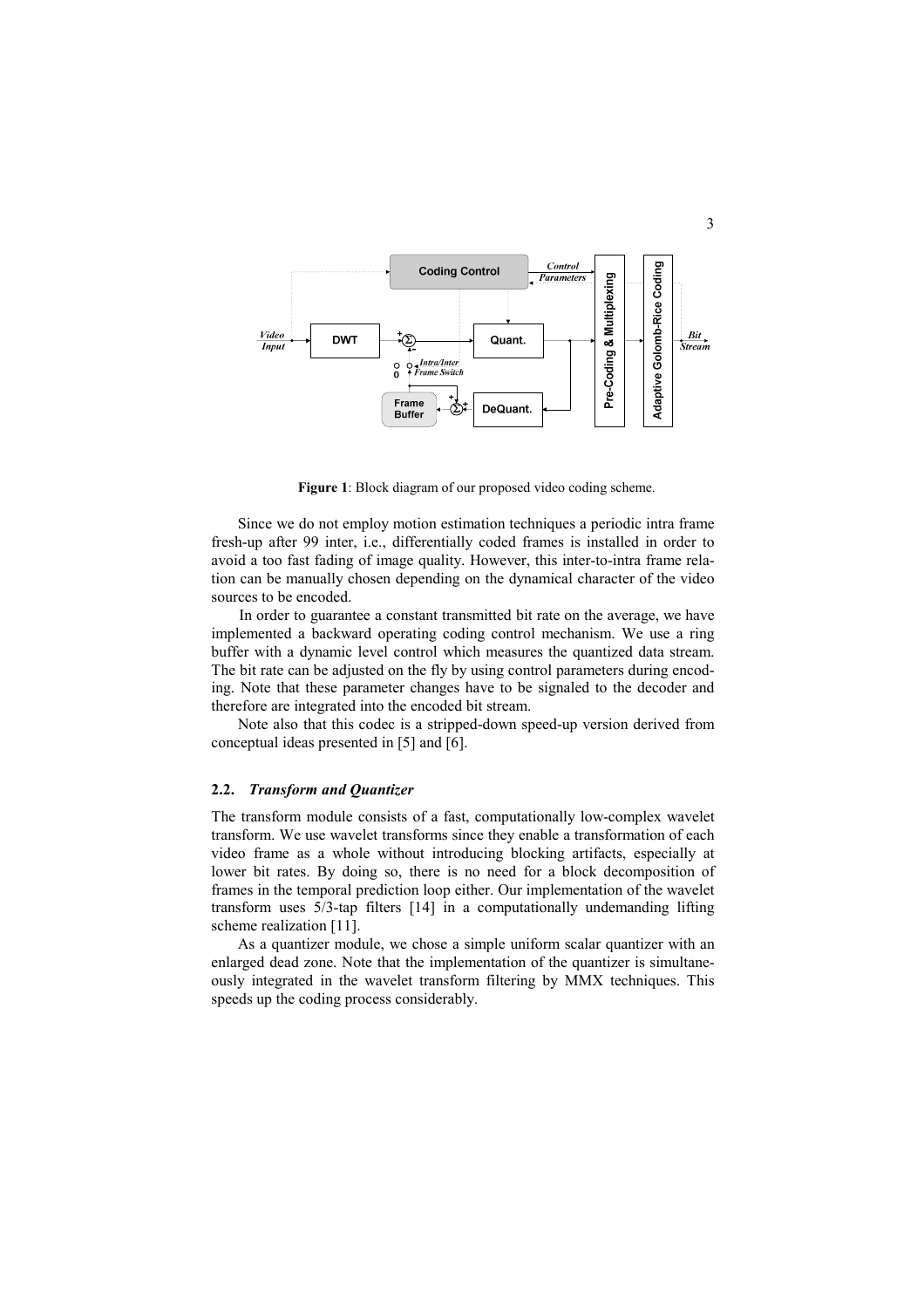**Figure 1**: Block diagram of our proposed video coding scheme.

Since we do not employ motion estimation techniques a periodic intra frame fresh-up after 99 inter, i.e., differentially coded frames is installed in order to avoid a too fast fading of image quality. However, this inter-to-intra frame relation can be manually chosen depending on the dynamical character of the video sources to be encoded.

In order to guarantee a constant transmitted bit rate on the average, we have implemented a backward operating coding control mechanism. We use a ring buffer with a dynamic level control which measures the quantized data stream. The bit rate can be adjusted on the fly by using control parameters during encoding. Note that these parameter changes have to be signaled to the decoder and therefore are integrated into the encoded bit stream.

Note also that this codec is a stripped-down speed-up version derived from conceptual ideas presented in [5] and [6].

### 2.2. *Transform and Quantizer*

The transform module consists of a fast, computationally low-complex wavelet transform. We use wavelet transforms since they enable a transformation of each video frame as a whole without introducing blocking artifacts, especially at lower bit rates. By doing so, there is no need for a block decomposition of frames in the temporal prediction loop either. Our implementation of the wavelet transform uses 5/3-tap filters [14] in a computationally undemanding lifting scheme realization [11].

As a quantizer module, we chose a simple uniform scalar quantizer with an enlarged dead zone. Note that the implementation of the quantizer is simultaneously integrated in the wavelet transform filtering by MMX techniques. This speeds up the coding process considerably.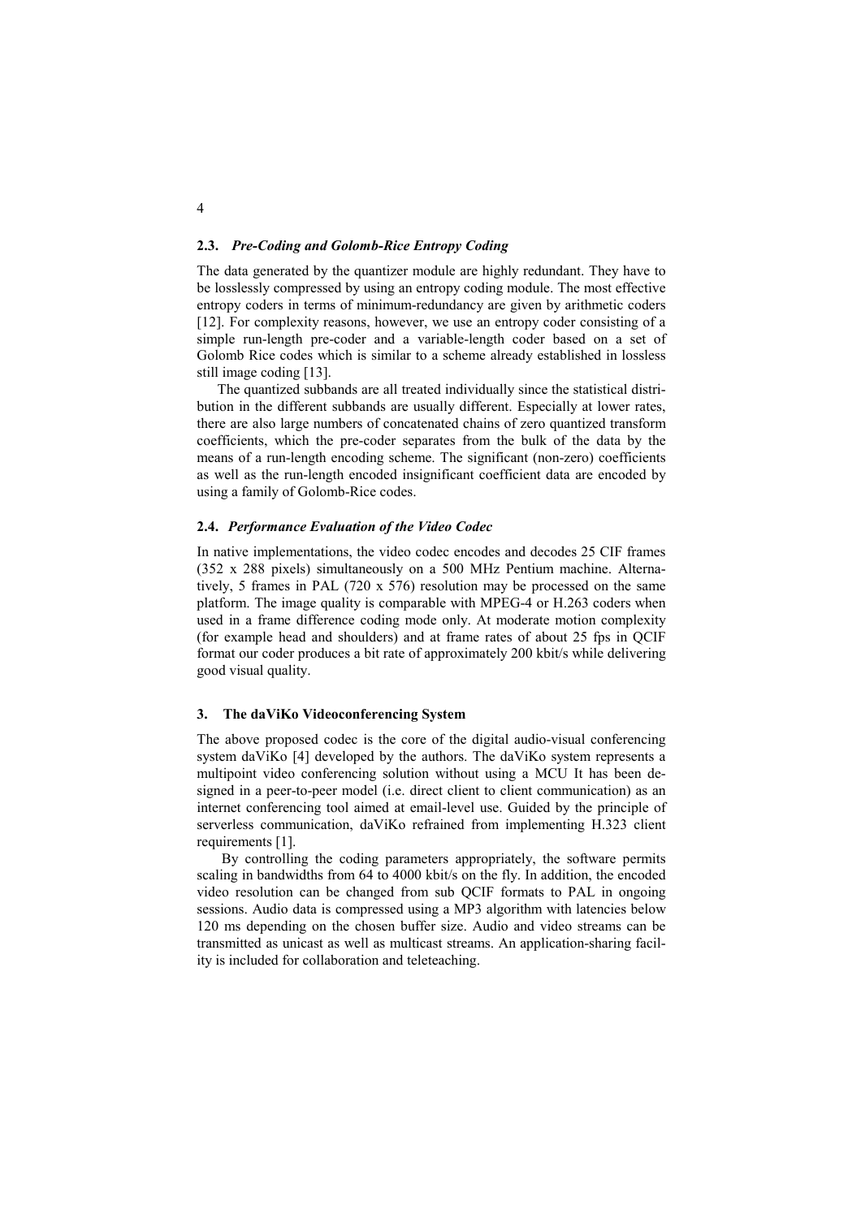### 2.3. *Pre-Coding and Golomb-Rice Entropy Coding*

The data generated by the quantizer module are highly redundant. They have to be losslessly compressed by using an entropy coding module. The most effective entropy coders in terms of minimum-redundancy are given by arithmetic coders [12]. For complexity reasons, however, we use an entropy coder consisting of a simple run-length pre-coder and a variable-length coder based on a set of Golomb Rice codes which is similar to a scheme already established in lossless still image coding [13].

The quantized subbands are all treated individually since the statistical distribution in the different subbands are usually different. Especially at lower rates, there are also large numbers of concatenated chains of zero quantized transform coefficients, which the pre-coder separates from the bulk of the data by the means of a run-length encoding scheme. The significant (non-zero) coefficients as well as the run-length encoded insignificant coefficient data are encoded by using a family of Golomb-Rice codes.

### 2.4. *Performance Evaluation of the Video Codec*

In native implementations, the video codec encodes and decodes 25 CIF frames (352 x 288 pixels) simultaneously on a 500 MHz Pentium machine. Alternatively, 5 frames in PAL (720 x 576) resolution may be processed on the same platform. The image quality is comparable with MPEG-4 or H.263 coders when used in a frame difference coding mode only. At moderate motion complexity (for example head and shoulders) and at frame rates of about 25 fps in QCIF format our coder produces a bit rate of approximately 200 kbit/s while delivering good visual quality.

## 3. The daViKo Videoconferencing System

The above proposed codec is the core of the digital audio-visual conferencing system daViKo [4] developed by the authors. The daViKo system represents a multipoint video conferencing solution without using a MCU It has been designed in a peer-to-peer model (i.e. direct client to client communication) as an internet conferencing tool aimed at email-level use. Guided by the principle of serverless communication, daViKo refrained from implementing H.323 client requirements [1].

By controlling the coding parameters appropriately, the software permits scaling in bandwidths from 64 to 4000 kbit/s on the fly. In addition, the encoded video resolution can be changed from sub QCIF formats to PAL in ongoing sessions. Audio data is compressed using a MP3 algorithm with latencies below 120 ms depending on the chosen buffer size. Audio and video streams can be transmitted as unicast as well as multicast streams. An application-sharing facility is included for collaboration and teleteaching.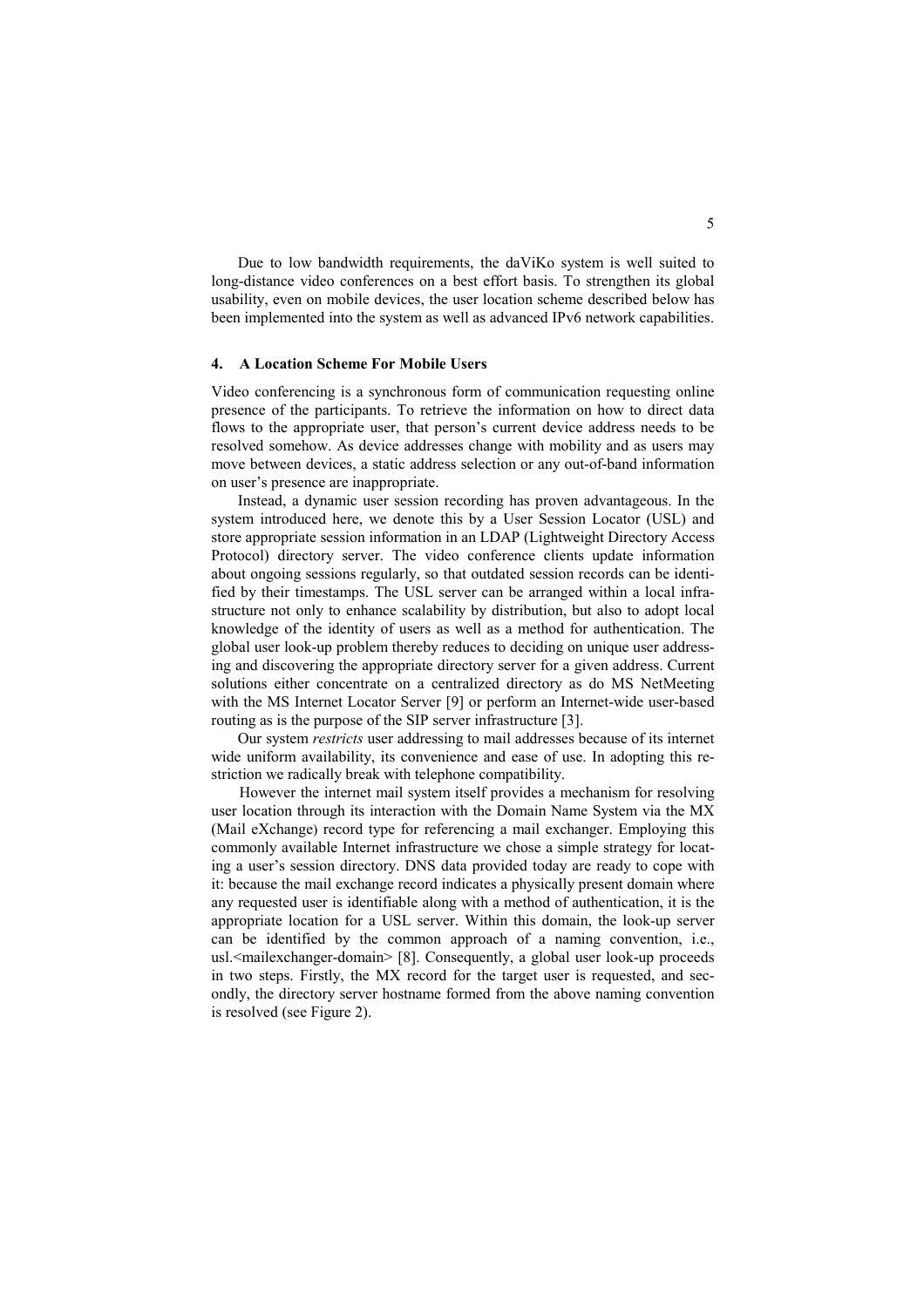Due to low bandwidth requirements, the daViKo system is well suited to long-distance video conferences on a best effort basis. To strengthen its global usability, even on mobile devices, the user location scheme described below has been implemented into the system as well as advanced IPv6 network capabilities.

### 4. A Location Scheme For Mobile Users

Video conferencing is a synchronous form of communication requesting online presence of the participants. To retrieve the information on how to direct data flows to the appropriate user, that person's current device address needs to be resolved somehow. As device addresses change with mobility and as users may move between devices, a static address selection or any out-of-band information on user's presence are inappropriate.

Instead, a dynamic user session recording has proven advantageous. In the system introduced here, we denote this by a User Session Locator (USL) and store appropriate session information in an LDAP (Lightweight Directory Access Protocol) directory server. The video conference clients update information about ongoing sessions regularly, so that outdated session records can be identified by their timestamps. The USL server can be arranged within a local infrastructure not only to enhance scalability by distribution, but also to adopt local knowledge of the identity of users as well as a method for authentication. The global user look-up problem thereby reduces to deciding on unique user addressing and discovering the appropriate directory server for a given address. Current solutions either concentrate on a centralized directory as do MS NetMeeting with the MS Internet Locator Server [9] or perform an Internet-wide user-based routing as is the purpose of the SIP server infrastructure [3].

Our system *restricts* user addressing to mail addresses because of its internet wide uniform availability, its convenience and ease of use. In adopting this restriction we radically break with telephone compatibility.

However the internet mail system itself provides a mechanism for resolving user location through its interaction with the Domain Name System via the MX (Mail eXchange) record type for referencing a mail exchanger. Employing this commonly available Internet infrastructure we chose a simple strategy for locating a user's session directory. DNS data provided today are ready to cope with it: because the mail exchange record indicates a physically present domain where any requested user is identifiable along with a method of authentication, it is the appropriate location for a USL server. Within this domain, the look-up server can be identified by the common approach of a naming convention, i.e., usl.<mailexchanger-domain> [8]. Consequently, a global user look-up proceeds in two steps. Firstly, the MX record for the target user is requested, and secondly, the directory server hostname formed from the above naming convention is resolved (see Figure 2).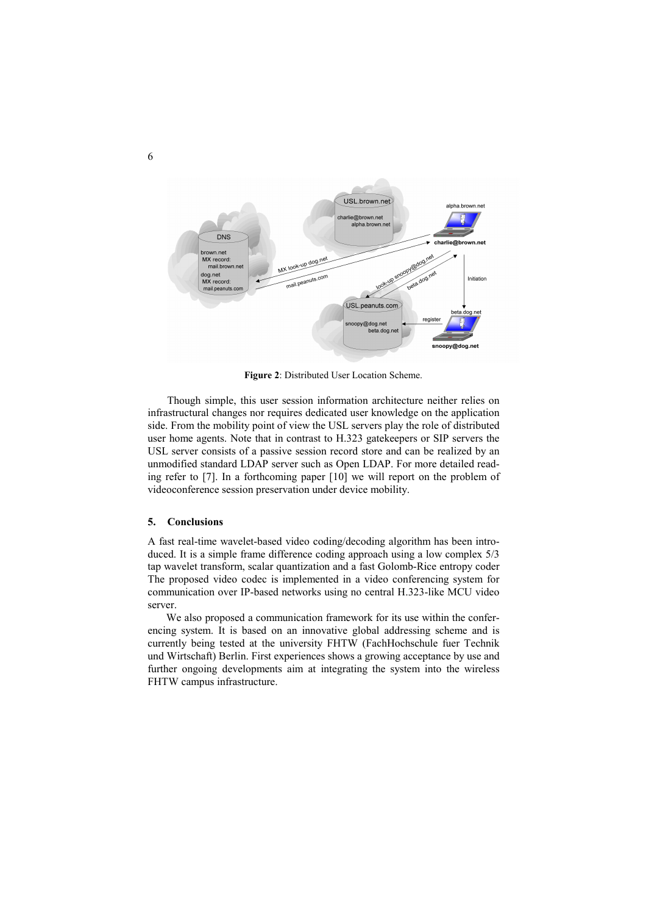**Figure 2**: Distributed User Location Scheme.

Though simple, this user session information architecture neither relies on infrastructural changes nor requires dedicated user knowledge on the application side. From the mobility point of view the USL servers play the role of distributed user home agents. Note that in contrast to H.323 gatekeepers or SIP servers the USL server consists of a passive session record store and can be realized by an unmodified standard LDAP server such as Open LDAP. For more detailed reading refer to [7]. In a forthcoming paper [10] we will report on the problem of videoconference session preservation under device mobility.

## 5. Conclusions

A fast real-time wavelet-based video coding/decoding algorithm has been introduced. It is a simple frame difference coding approach using a low complex 5/3 tap wavelet transform, scalar quantization and a fast Golomb-Rice entropy coder The proposed video codec is implemented in a video conferencing system for communication over IP-based networks using no central H.323-like MCU video server.

We also proposed a communication framework for its use within the conferencing system. It is based on an innovative global addressing scheme and is currently being tested at the university FHTW (FachHochschule fuer Technik und Wirtschaft) Berlin. First experiences shows a growing acceptance by use and further ongoing developments aim at integrating the system into the wireless FHTW campus infrastructure.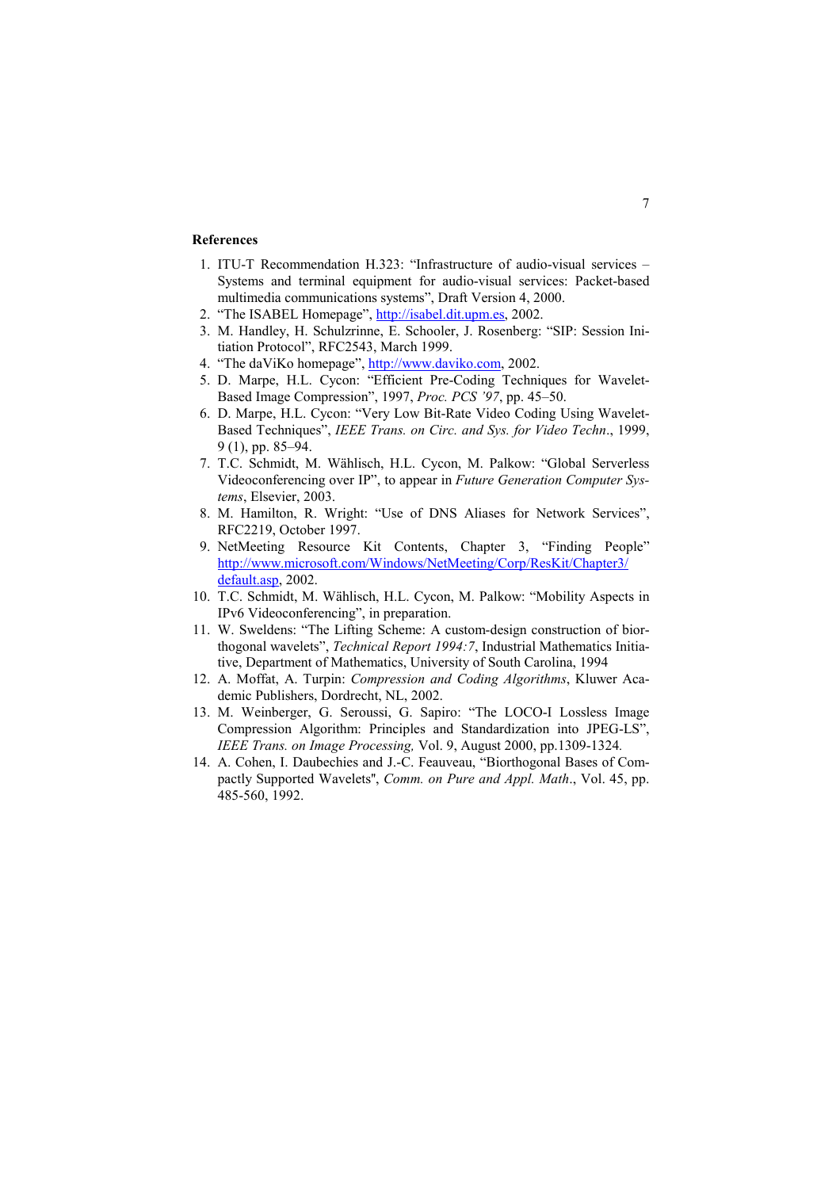## References

1. ITU-T Recommendation H.323: “Infrastructure of audio-visual services – Systems and terminal equipment for audio-visual services: Packet-based multimedia communications systems”, Draft Version 4, 2000.
2. “The ISABEL Homepage”, http://isabel.dit.upm.es, 2002.
3. M. Handley, H. Schulzrinne, E. Schooler, J. Rosenberg: “SIP: Session Initiation Protocol”, RFC2543, March 1999.
4. “The daViKo homepage”, http://www.daviko.com, 2002.
5. D. Marpe, H.L. Cycon: “Efficient Pre-Coding Techniques for Wavelet-Based Image Compression”, 1997, *Proc. PCS ’97*, pp. 45–50.
6. D. Marpe, H.L. Cycon: “Very Low Bit-Rate Video Coding Using Wavelet-Based Techniques”, *IEEE Trans. on Circ. and Sys. for Video Techn*., 1999, 9 (1), pp. 85–94.
7. T.C. Schmidt, M. Wählisch, H.L. Cycon, M. Palkow: “Global Serverless Videoconferencing over IP”, to appear in *Future Generation Computer Systems*, Elsevier, 2003.
8. M. Hamilton, R. Wright: “Use of DNS Aliases for Network Services”, RFC2219, October 1997.
9. NetMeeting Resource Kit Contents, Chapter 3, “Finding People” http://www.microsoft.com/Windows/NetMeeting/Corp/ResKit/Chapter3/default.asp, 2002.
10. T.C. Schmidt, M. Wählisch, H.L. Cycon, M. Palkow: “Mobility Aspects in IPv6 Videoconferencing”, in preparation.
11. W. Sweldens: “The Lifting Scheme: A custom-design construction of biorthogonal wavelets”, *Technical Report 1994:7*, Industrial Mathematics Initiative, Department of Mathematics, University of South Carolina, 1994
12. A. Moffat, A. Turpin: *Compression and Coding Algorithms*, Kluwer Academic Publishers, Dordrecht, NL, 2002.
13. M. Weinberger, G. Seroussi, G. Sapiro: “The LOCO-I Lossless Image Compression Algorithm: Principles and Standardization into JPEG-LS”, *IEEE Trans. on Image Processing,* Vol. 9, August 2000, pp.1309-1324*.*
14. A. Cohen, I. Daubechies and J.-C. Feauveau, “Biorthogonal Bases of Compactly Supported Wavelets", *Comm. on Pure and Appl. Math*., Vol. 45, pp. 485-560, 1992.